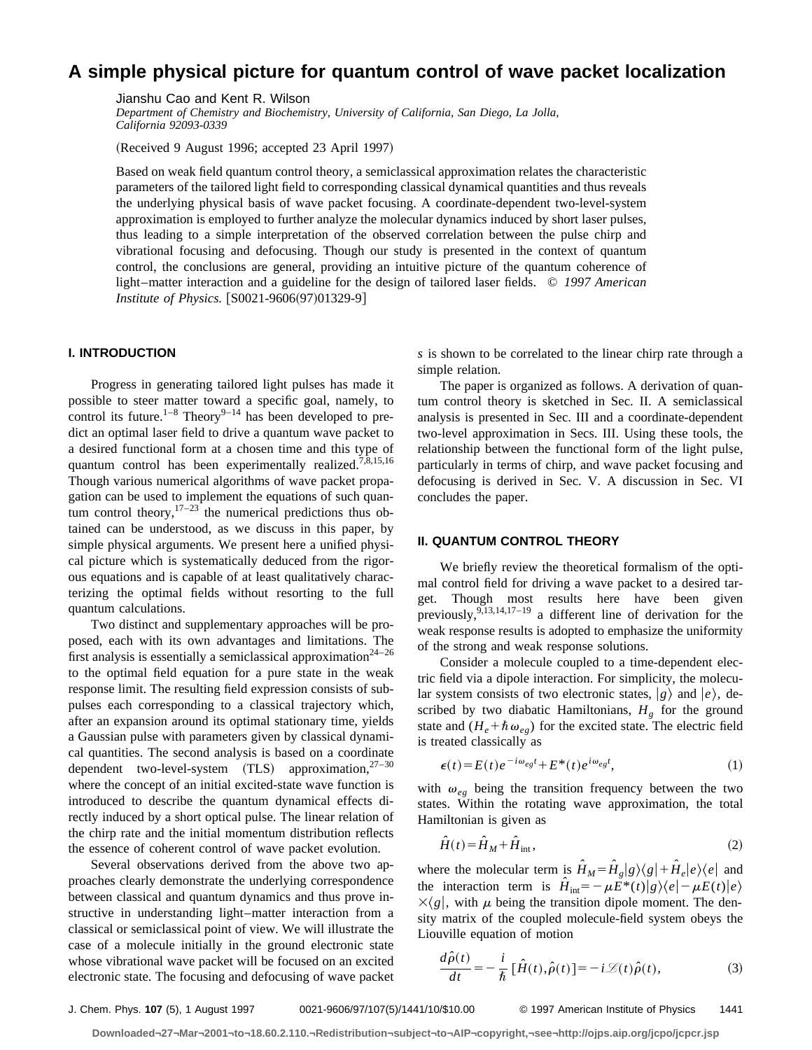# A simple physical picture for quantum control of wave packet localization

Jianshu Cao and Kent R. Wilson

*Department of Chemistry and Biochemistry, University of California, San Diego, La Jolla, California 92093-0339*

(Received 9 August 1996; accepted 23 April 1997)

Based on weak field quantum control theory, a semiclassical approximation relates the characteristic parameters of the tailored light field to corresponding classical dynamical quantities and thus reveals the underlying physical basis of wave packet focusing. A coordinate-dependent two-level-system approximation is employed to further analyze the molecular dynamics induced by short laser pulses, thus leading to a simple interpretation of the observed correlation between the pulse chirp and vibrational focusing and defocusing. Though our study is presented in the context of quantum control, the conclusions are general, providing an intuitive picture of the quantum coherence of light–matter interaction and a guideline for the design of tailored laser fields. © *1997 American Institute of Physics.* [S0021-9606(97)01329-9]

## I. INTRODUCTION

Progress in generating tailored light pulses has made it possible to steer matter toward a specific goal, namely, to control its future.[1–8] Theory[9–14] has been developed to predict an optimal laser field to drive a quantum wave packet to a desired functional form at a chosen time and this type of quantum control has been experimentally realized.[7,8,15,16] Though various numerical algorithms of wave packet propagation can be used to implement the equations of such quantum control theory,[17–23] the numerical predictions thus obtained can be understood, as we discuss in this paper, by simple physical arguments. We present here a unified physical picture which is systematically deduced from the rigorous equations and is capable of at least qualitatively characterizing the optimal fields without resorting to the full quantum calculations.

Two distinct and supplementary approaches will be proposed, each with its own advantages and limitations. The first analysis is essentially a semiclassical approximation[24–26] to the optimal field equation for a pure state in the weak response limit. The resulting field expression consists of subpulses each corresponding to a classical trajectory which, after an expansion around its optimal stationary time, yields a Gaussian pulse with parameters given by classical dynamical quantities. The second analysis is based on a coordinate dependent two-level-system (TLS) approximation,[27–30] where the concept of an initial excited-state wave function is introduced to describe the quantum dynamical effects directly induced by a short optical pulse. The linear relation of the chirp rate and the initial momentum distribution reflects the essence of coherent control of wave packet evolution.

Several observations derived from the above two approaches clearly demonstrate the underlying correspondence between classical and quantum dynamics and thus prove instructive in understanding light–matter interaction from a classical or semiclassical point of view. We will illustrate the case of a molecule initially in the ground electronic state whose vibrational wave packet will be focused on an excited electronic state. The focusing and defocusing of wave packet $s$ is shown to be correlated to the linear chirp rate through a simple relation.

The paper is organized as follows. A derivation of quantum control theory is sketched in Sec. II. A semiclassical analysis is presented in Sec. III and a coordinate-dependent two-level approximation in Secs. III. Using these tools, the relationship between the functional form of the light pulse, particularly in terms of chirp, and wave packet focusing and defocusing is derived in Sec. V. A discussion in Sec. VI concludes the paper.

## II. QUANTUM CONTROL THEORY

We briefly review the theoretical formalism of the optimal control field for driving a wave packet to a desired target. Though most results here have been given previously,[9,13,14,17–19] a different line of derivation for the weak response results is adopted to emphasize the uniformity of the strong and weak response solutions.

Consider a molecule coupled to a time-dependent electric field via a dipole interaction. For simplicity, the molecular system consists of two electronic states, $|g\rangle$ and $|e\rangle$, described by two diabatic Hamiltonians, $H_g$ for the ground state and $(H_e+\hbar\omega_{eg})$ for the excited state. The electric field is treated classically as

$$\epsilon(t)=E(t)e^{-i\omega_{eg}t}+E^{*}(t)e^{i\omega_{eg}t},\tag{1}$$

with $\omega_{eg}$ being the transition frequency between the two states. Within the rotating wave approximation, the total Hamiltonian is given as

$$\hat{H}(t)=\hat{H}_M+\hat{H}_{\rm int},\tag{2}$$

where the molecular term is $\hat{H}_M=\hat{H}_g|g\rangle\langle g|+\hat{H}_e|e\rangle\langle e|$ and the interaction term is $\hat{H}_{\rm int}=-\mu E^{*}(t)|g\rangle\langle e|-\mu E(t)|e\rangle \times\langle g|$, with $\mu$ being the transition dipole moment. The density matrix of the coupled molecule-field system obeys the Liouville equation of motion

$$\frac{d\hat{\rho}(t)}{dt}=-\frac{i}{\hbar}[\hat{H}(t),\hat{\rho}(t)]=-i\mathscr{L}(t)\hat{\rho}(t),\tag{3}$$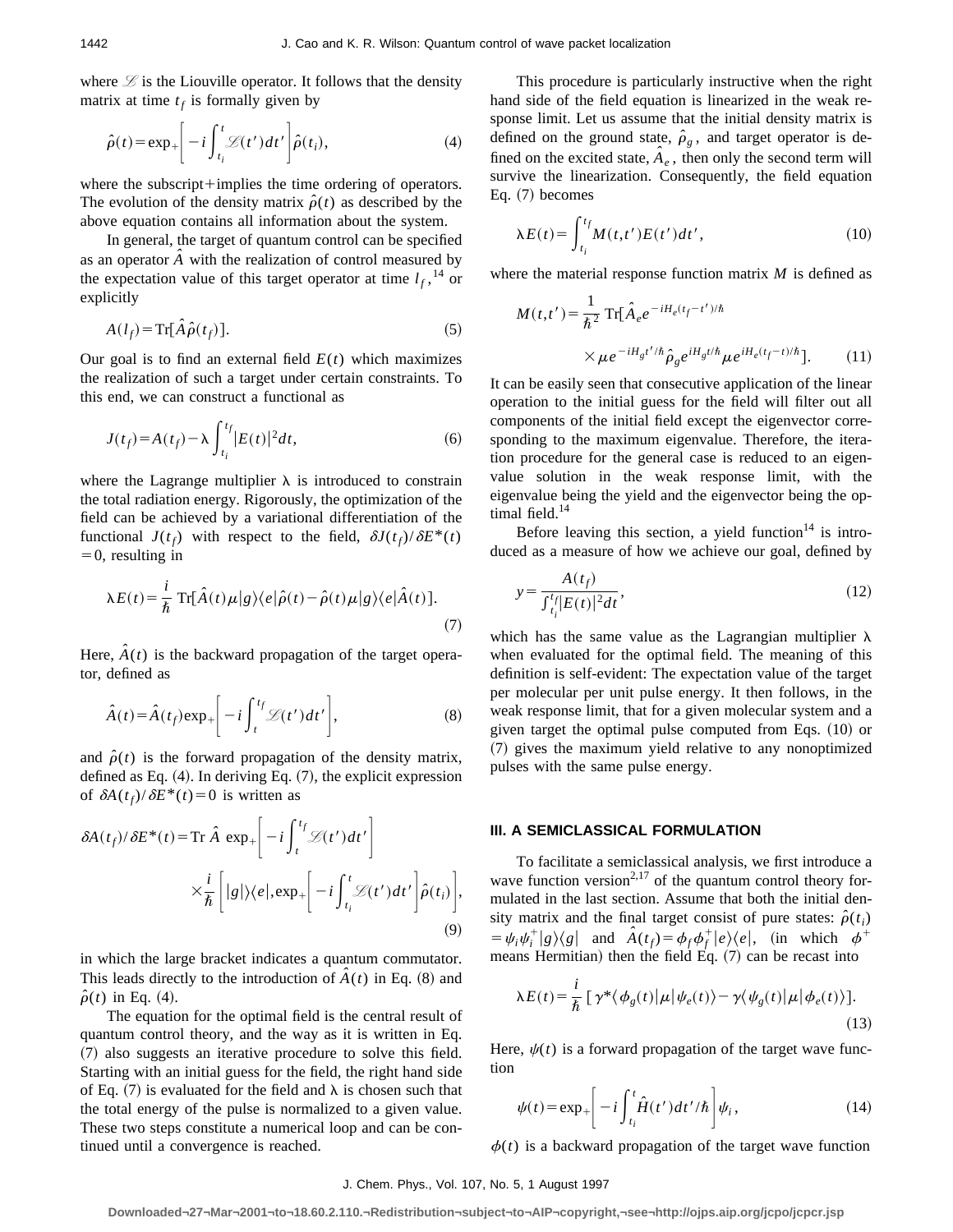where $\mathscr{L}$ is the Liouville operator. It follows that the density matrix at time $t_f$ is formally given by

$$\hat{\rho}(t) = \exp_+\left[-i\int_{t_i}^{t}\mathscr{L}(t')dt'\right]\hat{\rho}(t_i), \tag{4}$$

where the subscript+implies the time ordering of operators. The evolution of the density matrix $\hat{\rho}(t)$ as described by the above equation contains all information about the system.

In general, the target of quantum control can be specified as an operator $\hat{A}$ with the realization of control measured by the expectation value of this target operator at time $l_f$,[14] or explicitly

$$A(l_f) = \mathrm{Tr}[\hat{A}\hat{\rho}(t_f)]. \tag{5}$$

Our goal is to find an external field $E(t)$ which maximizes the realization of such a target under certain constraints. To this end, we can construct a functional as

$$J(t_f) = A(t_f) - \lambda\int_{t_i}^{t_f}|E(t)|^2 dt, \tag{6}$$

where the Lagrange multiplier $\lambda$ is introduced to constrain the total radiation energy. Rigorously, the optimization of the field can be achieved by a variational differentiation of the functional $J(t_f)$ with respect to the field, $\delta J(t_f)/\delta E^*(t) = 0$, resulting in

$$\lambda E(t) = \frac{i}{\hbar}\,\mathrm{Tr}[\hat{A}(t)\mu|g\rangle\langle e|\hat{\rho}(t) - \hat{\rho}(t)\mu|g\rangle\langle e|\hat{A}(t)]. \tag{7}$$

Here, $\hat{A}(t)$ is the backward propagation of the target operator, defined as

$$\hat{A}(t) = \hat{A}(t_f)\exp_+\left[-i\int_{t}^{t_f}\mathscr{L}(t')dt'\right], \tag{8}$$

and $\hat{\rho}(t)$ is the forward propagation of the density matrix, defined as Eq. (4). In deriving Eq. (7), the explicit expression of $\delta A(t_f)/\delta E^*(t) = 0$ is written as

$$\delta A(t_f)/\delta E^*(t) = \mathrm{Tr}\,\hat{A}\,\exp_+\left[-i\int_{t}^{t_f}\mathscr{L}(t')dt'\right] \times \frac{i}{\hbar}\left[|g|\rangle\langle e|,\exp_+\left[-i\int_{t_i}^{t}\mathscr{L}(t')dt'\right]\hat{\rho}(t_i)\right], \tag{9}$$

in which the large bracket indicates a quantum commutator. This leads directly to the introduction of $\hat{A}(t)$ in Eq. (8) and $\hat{\rho}(t)$ in Eq. (4).

The equation for the optimal field is the central result of quantum control theory, and the way as it is written in Eq. (7) also suggests an iterative procedure to solve this field. Starting with an initial guess for the field, the right hand side of Eq. (7) is evaluated for the field and $\lambda$ is chosen such that the total energy of the pulse is normalized to a given value. These two steps constitute a numerical loop and can be continued until a convergence is reached.

This procedure is particularly instructive when the right hand side of the field equation is linearized in the weak response limit. Let us assume that the initial density matrix is defined on the ground state, $\hat{\rho}_g$, and target operator is defined on the excited state, $\hat{A}_e$, then only the second term will survive the linearization. Consequently, the field equation Eq. (7) becomes

$$\lambda E(t) = \int_{t_i}^{t_f} M(t,t')E(t')dt', \tag{10}$$

where the material response function matrix $M$ is defined as

$$M(t,t') = \frac{1}{\hbar^2}\,\mathrm{Tr}[\hat{A}_e e^{-iH_e(t_f-t')/\hbar} \times \mu e^{-iH_g t'/\hbar}\hat{\rho}_g e^{iH_g t/\hbar}\mu e^{iH_e(t_f-t)/\hbar}]. \tag{11}$$

It can be easily seen that consecutive application of the linear operation to the initial guess for the field will filter out all components of the initial field except the eigenvector corresponding to the maximum eigenvalue. Therefore, the iteration procedure for the general case is reduced to an eigenvalue solution in the weak response limit, with the eigenvalue being the yield and the eigenvector being the optimal field.[14]

Before leaving this section, a yield function[14] is introduced as a measure of how we achieve our goal, defined by

$$y = \frac{A(t_f)}{\int_{t_i}^{t_f}|E(t)|^2 dt}, \tag{12}$$

which has the same value as the Lagrangian multiplier $\lambda$ when evaluated for the optimal field. The meaning of this definition is self-evident: The expectation value of the target per molecular per unit pulse energy. It then follows, in the weak response limit, that for a given molecular system and a given target the optimal pulse computed from Eqs. (10) or (7) gives the maximum yield relative to any nonoptimized pulses with the same pulse energy.

## III. A SEMICLASSICAL FORMULATION

To facilitate a semiclassical analysis, we first introduce a wave function version[2,17] of the quantum control theory formulated in the last section. Assume that both the initial density matrix and the final target consist of pure states: $\hat{\rho}(t_i) = \psi_i\psi_i^+|g\rangle\langle g|$ and $\hat{A}(t_f) = \phi_f\phi_f^+|e\rangle\langle e|$, (in which $\phi^+$ means Hermitian) then the field Eq. (7) can be recast into

$$\lambda E(t) = \frac{i}{\hbar}\left[\gamma^*\langle\phi_g(t)|\mu|\psi_e(t)\rangle - \gamma\langle\psi_g(t)|\mu|\phi_e(t)\rangle\right]. \tag{13}$$

Here, $\psi(t)$ is a forward propagation of the target wave function

$$\psi(t) = \exp_+\left[-i\int_{t_i}^{t}\hat{H}(t')dt'/\hbar\right]\psi_i, \tag{14}$$

$\phi(t)$ is a backward propagation of the target wave function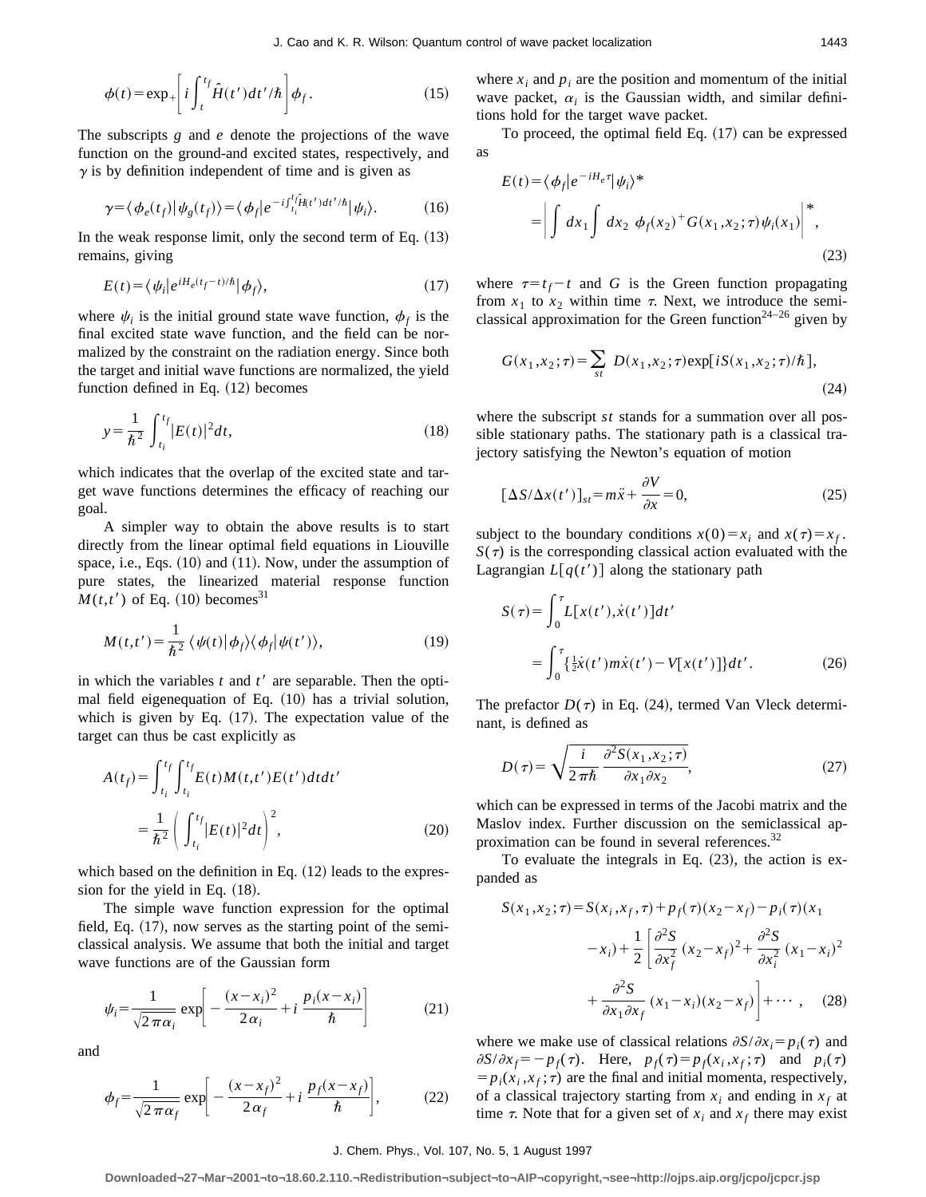$$\phi(t) = \exp_+ \left[ i \int_t^{t_f} \hat{H}(t')dt'/\hbar \right] \phi_f. \tag{15}$$

The subscripts $g$ and $e$ denote the projections of the wave function on the ground-and excited states, respectively, and $\gamma$ is by definition independent of time and is given as

$$\gamma = \langle \phi_e(t_f) | \psi_g(t_f) \rangle = \langle \phi_f | e^{-i\int_{t_i}^{t_f} \hat{H}(t')dt'/\hbar} | \psi_i \rangle. \tag{16}$$

In the weak response limit, only the second term of Eq. (13) remains, giving

$$E(t) = \langle \psi_i | e^{iH_e(t_f - t)/\hbar} | \phi_f \rangle, \tag{17}$$

where $\psi_i$ is the initial ground state wave function, $\phi_f$ is the final excited state wave function, and the field can be normalized by the constraint on the radiation energy. Since both the target and initial wave functions are normalized, the yield function defined in Eq. (12) becomes

$$y = \frac{1}{\hbar^2} \int_{t_i}^{t_f} |E(t)|^2 dt, \tag{18}$$

which indicates that the overlap of the excited state and target wave functions determines the efficacy of reaching our goal.

A simpler way to obtain the above results is to start directly from the linear optimal field equations in Liouville space, i.e., Eqs. (10) and (11). Now, under the assumption of pure states, the linearized material response function $M(t,t')$ of Eq. (10) becomes[31]

$$M(t,t') = \frac{1}{\hbar^2} \langle \psi(t) | \phi_f \rangle \langle \phi_f | \psi(t') \rangle, \tag{19}$$

in which the variables $t$ and $t'$ are separable. Then the optimal field eigenequation of Eq. (10) has a trivial solution, which is given by Eq. (17). The expectation value of the target can thus be cast explicitly as

$$\begin{aligned} A(t_f) &= \int_{t_i}^{t_f} \int_{t_i}^{t_f} E(t) M(t,t') E(t') dt dt' \\ &= \frac{1}{\hbar^2} \left( \int_{t_i}^{t_f} |E(t)|^2 dt \right)^2, \end{aligned} \tag{20}$$

which based on the definition in Eq. (12) leads to the expression for the yield in Eq. (18).

The simple wave function expression for the optimal field, Eq. (17), now serves as the starting point of the semiclassical analysis. We assume that both the initial and target wave functions are of the Gaussian form

$$\psi_i = \frac{1}{\sqrt{2\pi\alpha_i}} \exp\left[ -\frac{(x-x_i)^2}{2\alpha_i} + i\, \frac{p_i(x-x_i)}{\hbar} \right] \tag{21}$$

and

$$\phi_f = \frac{1}{\sqrt{2\pi\alpha_f}} \exp\left[ -\frac{(x-x_f)^2}{2\alpha_f} + i\, \frac{p_f(x-x_f)}{\hbar} \right], \tag{22}$$

where $x_i$ and $p_i$ are the position and momentum of the initial wave packet, $\alpha_i$ is the Gaussian width, and similar definitions hold for the target wave packet.

To proceed, the optimal field Eq. (17) can be expressed as

$$\begin{aligned} E(t) &= \langle \phi_f | e^{-iH_e\tau} | \psi_i \rangle^* \\ &= \left| \int dx_1 \int dx_2\ \phi_f(x_2)^+ G(x_1,x_2;\tau) \psi_i(x_1) \right|^*, \end{aligned} \tag{23}$$

where $\tau = t_f - t$ and $G$ is the Green function propagating from $x_1$ to $x_2$ within time $\tau$. Next, we introduce the semiclassical approximation for the Green function[24–26] given by

$$G(x_1,x_2;\tau) = \sum_{st} D(x_1,x_2;\tau) \exp[iS(x_1,x_2;\tau)/\hbar], \tag{24}$$

where the subscript $st$ stands for a summation over all possible stationary paths. The stationary path is a classical trajectory satisfying the Newton's equation of motion

$$[\Delta S/\Delta x(t')]_{st} = m\ddot{x} + \frac{\partial V}{\partial x} = 0, \tag{25}$$

subject to the boundary conditions $x(0) = x_i$ and $x(\tau) = x_f$. $S(\tau)$ is the corresponding classical action evaluated with the Lagrangian $L[q(t')]$ along the stationary path

$$\begin{aligned} S(\tau) &= \int_0^\tau L[x(t'),\dot{x}(t')] dt' \\ &= \int_0^\tau \{ \tfrac{1}{2}\dot{x}(t') m \dot{x}(t') - V[x(t')] \} dt'. \end{aligned} \tag{26}$$

The prefactor $D(\tau)$ in Eq. (24), termed Van Vleck determinant, is defined as

$$D(\tau) = \sqrt{\frac{i}{2\pi\hbar} \frac{\partial^2 S(x_1,x_2;\tau)}{\partial x_1 \partial x_2}}, \tag{27}$$

which can be expressed in terms of the Jacobi matrix and the Maslov index. Further discussion on the semiclassical approximation can be found in several references.[32]

To evaluate the integrals in Eq. (23), the action is expanded as

$$\begin{aligned} S(x_1,x_2;\tau) &= S(x_i,x_f,\tau) + p_f(\tau)(x_2 - x_f) - p_i(\tau)(x_1 \\ &\quad - x_i) + \frac{1}{2} \left[ \frac{\partial^2 S}{\partial x_f^2} (x_2 - x_f)^2 + \frac{\partial^2 S}{\partial x_i^2} (x_1 - x_i)^2 \right. \\ &\quad \left. + \frac{\partial^2 S}{\partial x_1 \partial x_f} (x_1 - x_i)(x_2 - x_f) \right] + \cdots, \end{aligned} \tag{28}$$

where we make use of classical relations $\partial S/\partial x_i = p_i(\tau)$ and $\partial S/\partial x_f = -p_f(\tau)$. Here, $p_f(\tau) = p_f(x_i,x_f;\tau)$ and $p_i(\tau) = p_i(x_i,x_f;\tau)$ are the final and initial momenta, respectively, of a classical trajectory starting from $x_i$ and ending in $x_f$ at time $\tau$. Note that for a given set of $x_i$ and $x_f$ there may exist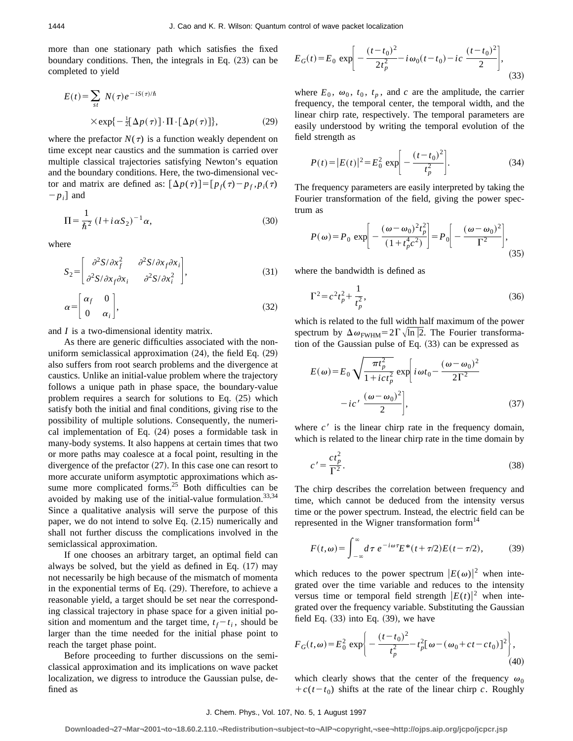more than one stationary path which satisfies the fixed boundary conditions. Then, the integrals in Eq. (23) can be completed to yield

$$E(t)=\sum_{st} N(\tau)e^{-iS(\tau)/\hbar} \times\exp\{-\tfrac{1}{2}[\Delta p(\tau)]\cdot\Pi\cdot[\Delta p(\tau)]\}, \tag{29}$$

where the prefactor $N(\tau)$ is a function weakly dependent on time except near caustics and the summation is carried over multiple classical trajectories satisfying Newton's equation and the boundary conditions. Here, the two-dimensional vector and matrix are defined as: $[\Delta p(\tau)]=[p_f(\tau)-p_f, p_i(\tau)-p_i]$ and

$$\Pi=\frac{1}{\hbar^2}(l+i\alpha S_2)^{-1}\alpha, \tag{30}$$

where

$$S_2=\begin{bmatrix} \partial^2 S/\partial x_f^2 & \partial^2 S/\partial x_f \partial x_i \\ \partial^2 S/\partial x_f \partial x_i & \partial^2 S/\partial x_i^2 \end{bmatrix}, \tag{31}$$

$$\alpha=\begin{bmatrix} \alpha_f & 0 \\ 0 & \alpha_i \end{bmatrix}, \tag{32}$$

and $I$ is a two-dimensional identity matrix.

As there are generic difficulties associated with the nonuniform semiclassical approximation (24), the field Eq. (29) also suffers from root search problems and the divergence at caustics. Unlike an initial-value problem where the trajectory follows a unique path in phase space, the boundary-value problem requires a search for solutions to Eq. (25) which satisfy both the initial and final conditions, giving rise to the possibility of multiple solutions. Consequently, the numerical implementation of Eq. (24) poses a formidable task in many-body systems. It also happens at certain times that two or more paths may coalesce at a focal point, resulting in the divergence of the prefactor (27). In this case one can resort to more accurate uniform asymptotic approximations which assume more complicated forms.[25] Both difficulties can be avoided by making use of the initial-value formulation.[33,34] Since a qualitative analysis will serve the purpose of this paper, we do not intend to solve Eq. (2.15) numerically and shall not further discuss the complications involved in the semiclassical approximation.

If one chooses an arbitrary target, an optimal field can always be solved, but the yield as defined in Eq. (17) may not necessarily be high because of the mismatch of momenta in the exponential terms of Eq. (29). Therefore, to achieve a reasonable yield, a target should be set near the corresponding classical trajectory in phase space for a given initial position and momentum and the target time, $t_f-t_i$, should be larger than the time needed for the initial phase point to reach the target phase point.

Before proceeding to further discussions on the semiclassical approximation and its implications on wave packet localization, we digress to introduce the Gaussian pulse, defined as

$$E_G(t)=E_0\exp\left[-\frac{(t-t_0)^2}{2t_p^2}-i\omega_0(t-t_0)-ic\frac{(t-t_0)^2}{2}\right], \tag{33}$$

where $E_0$, $\omega_0$, $t_0$, $t_p$, and $c$ are the amplitude, the carrier frequency, the temporal center, the temporal width, and the linear chirp rate, respectively. The temporal parameters are easily understood by writing the temporal evolution of the field strength as

$$P(t)=|E(t)|^2=E_0^2\exp\left[-\frac{(t-t_0)^2}{t_p^2}\right]. \tag{34}$$

The frequency parameters are easily interpreted by taking the Fourier transformation of the field, giving the power spectrum as

$$P(\omega)=P_0\exp\left[-\frac{(\omega-\omega_0)^2 t_p^2}{(1+t_p^4c^2)}\right]=P_0\left[-\frac{(\omega-\omega_0)^2}{\Gamma^2}\right], \tag{35}$$

where the bandwidth is defined as

$$\Gamma^2=c^2t_p^2+\frac{1}{t_p^2}, \tag{36}$$

which is related to the full width half maximum of the power spectrum by $\Delta\omega_{\mathrm{FWHM}}=2\Gamma\sqrt{\ln|2}$. The Fourier transformation of the Gaussian pulse of Eq. (33) can be expressed as

$$E(\omega)=E_0\sqrt{\frac{\pi t_p^2}{1+ict_p^2}}\exp\left[i\omega t_0-\frac{(\omega-\omega_0)^2}{2\Gamma^2} -ic'\frac{(\omega-\omega_0)^2}{2}\right], \tag{37}$$

where $c'$ is the linear chirp rate in the frequency domain, which is related to the linear chirp rate in the time domain by

$$c'=\frac{ct_p^2}{\Gamma^2}. \tag{38}$$

The chirp describes the correlation between frequency and time, which cannot be deduced from the intensity versus time or the power spectrum. Instead, the electric field can be represented in the Wigner transformation form[14]

$$F(t,\omega)=\int_{-\infty}^{\infty}d\tau\, e^{-i\omega\tau}E^*(t+\tau/2)E(t-\tau/2), \tag{39}$$

which reduces to the power spectrum $|E(\omega)|^2$ when integrated over the time variable and reduces to the intensity versus time or temporal field strength $|E(t)|^2$ when integrated over the frequency variable. Substituting the Gaussian field Eq. (33) into Eq. (39), we have

$$F_G(t,\omega)=E_0^2\exp\left\{-\frac{(t-t_0)^2}{t_p^2}-t_p^2[\omega-(\omega_0+ct-ct_0)]^2\right\}, \tag{40}$$

which clearly shows that the center of the frequency $\omega_0+c(t-t_0)$ shifts at the rate of the linear chirp $c$. Roughly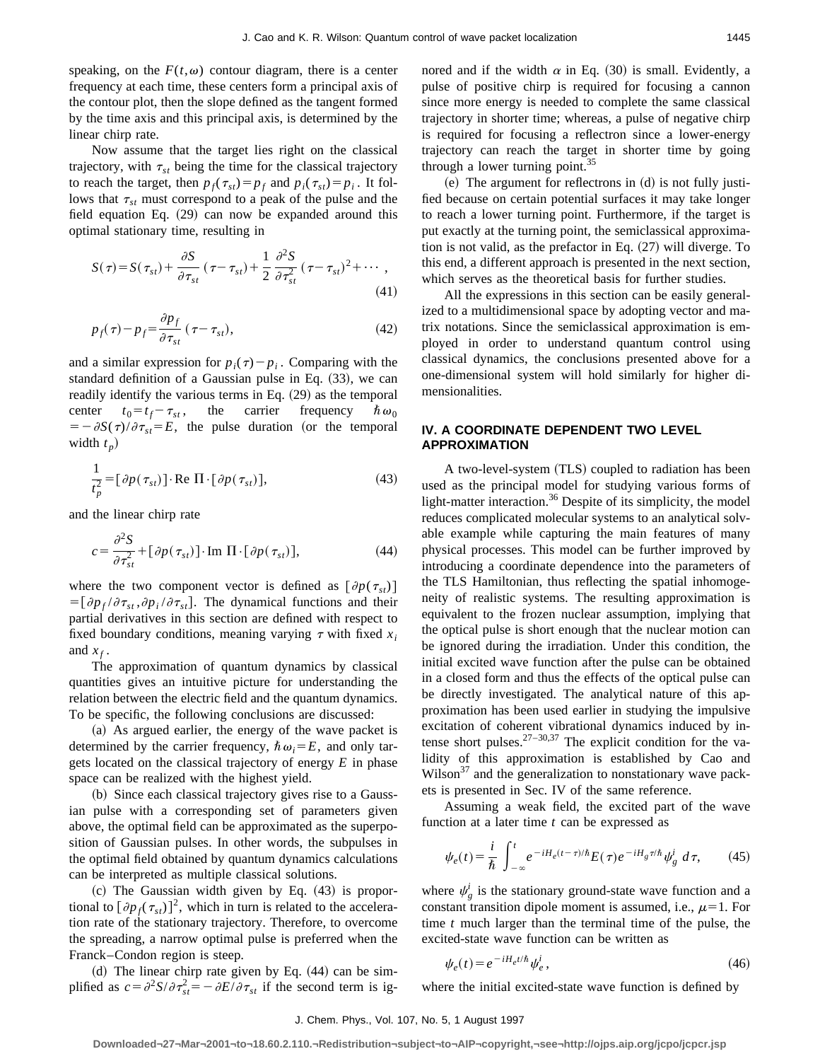speaking, on the $F(t,\omega)$ contour diagram, there is a center frequency at each time, these centers form a principal axis of the contour plot, then the slope defined as the tangent formed by the time axis and this principal axis, is determined by the linear chirp rate.

Now assume that the target lies right on the classical trajectory, with $\tau_{st}$ being the time for the classical trajectory to reach the target, then $p_f(\tau_{st})=p_f$ and $p_i(\tau_{st})=p_i$. It follows that $\tau_{st}$ must correspond to a peak of the pulse and the field equation Eq. (29) can now be expanded around this optimal stationary time, resulting in

$$S(\tau)=S(\tau_{st})+\frac{\partial S}{\partial \tau_{st}}(\tau-\tau_{st})+\frac{1}{2}\frac{\partial^2 S}{\partial \tau_{st}^2}(\tau-\tau_{st})^2+\cdots, \tag{41}$$

$$p_f(\tau)-p_f=\frac{\partial p_f}{\partial \tau_{st}}(\tau-\tau_{st}), \tag{42}$$

and a similar expression for $p_i(\tau)-p_i$. Comparing with the standard definition of a Gaussian pulse in Eq. (33), we can readily identify the various terms in Eq. (29) as the temporal center $t_0=t_f-\tau_{st}$, the carrier frequency $\hbar\omega_0=-\partial S(\tau)/\partial\tau_{st}=E$, the pulse duration (or the temporal width $t_p$)

$$\frac{1}{t_p^2}=[\partial p(\tau_{st})]\cdot \mathrm{Re}\,\Pi\cdot[\partial p(\tau_{st})], \tag{43}$$

and the linear chirp rate

$$c=\frac{\partial^2 S}{\partial \tau_{st}^2}+[\partial p(\tau_{st})]\cdot \mathrm{Im}\,\Pi\cdot[\partial p(\tau_{st})], \tag{44}$$

where the two component vector is defined as $[\partial p(\tau_{st})]=[\partial p_f/\partial\tau_{st},\partial p_i/\partial\tau_{st}]$. The dynamical functions and their partial derivatives in this section are defined with respect to fixed boundary conditions, meaning varying $\tau$ with fixed $x_i$ and $x_f$.

The approximation of quantum dynamics by classical quantities gives an intuitive picture for understanding the relation between the electric field and the quantum dynamics. To be specific, the following conclusions are discussed:

(a) As argued earlier, the energy of the wave packet is determined by the carrier frequency, $\hbar\omega_i=E$, and only targets located on the classical trajectory of energy $E$ in phase space can be realized with the highest yield.

(b) Since each classical trajectory gives rise to a Gaussian pulse with a corresponding set of parameters given above, the optimal field can be approximated as the superposition of Gaussian pulses. In other words, the subpulses in the optimal field obtained by quantum dynamics calculations can be interpreted as multiple classical solutions.

(c) The Gaussian width given by Eq. (43) is proportional to $[\partial p_f(\tau_{st})]^2$, which in turn is related to the acceleration rate of the stationary trajectory. Therefore, to overcome the spreading, a narrow optimal pulse is preferred when the Franck–Condon region is steep.

(d) The linear chirp rate given by Eq. (44) can be simplified as $c=\partial^2 S/\partial\tau_{st}^2=-\partial E/\partial\tau_{st}$ if the second term is ignored and if the width $\alpha$ in Eq. (30) is small. Evidently, a pulse of positive chirp is required for focusing a cannon since more energy is needed to complete the same classical trajectory in shorter time; whereas, a pulse of negative chirp is required for focusing a reflectron since a lower-energy trajectory can reach the target in shorter time by going through a lower turning point.[35]

(e) The argument for reflectrons in (d) is not fully justified because on certain potential surfaces it may take longer to reach a lower turning point. Furthermore, if the target is put exactly at the turning point, the semiclassical approximation is not valid, as the prefactor in Eq. (27) will diverge. To this end, a different approach is presented in the next section, which serves as the theoretical basis for further studies.

All the expressions in this section can be easily generalized to a multidimensional space by adopting vector and matrix notations. Since the semiclassical approximation is employed in order to understand quantum control using classical dynamics, the conclusions presented above for a one-dimensional system will hold similarly for higher dimensionalities.

## IV. A COORDINATE DEPENDENT TWO LEVEL APPROXIMATION

A two-level-system (TLS) coupled to radiation has been used as the principal model for studying various forms of light-matter interaction.[36] Despite of its simplicity, the model reduces complicated molecular systems to an analytical solvable example while capturing the main features of many physical processes. This model can be further improved by introducing a coordinate dependence into the parameters of the TLS Hamiltonian, thus reflecting the spatial inhomogeneity of realistic systems. The resulting approximation is equivalent to the frozen nuclear assumption, implying that the optical pulse is short enough that the nuclear motion can be ignored during the irradiation. Under this condition, the initial excited wave function after the pulse can be obtained in a closed form and thus the effects of the optical pulse can be directly investigated. The analytical nature of this approximation has been used earlier in studying the impulsive excitation of coherent vibrational dynamics induced by intense short pulses.[27–30,37] The explicit condition for the validity of this approximation is established by Cao and Wilson[37] and the generalization to nonstationary wave packets is presented in Sec. IV of the same reference.

Assuming a weak field, the excited part of the wave function at a later time $t$ can be expressed as

$$\psi_e(t)=\frac{i}{\hbar}\int_{-\infty}^{t} e^{-iH_e(t-\tau)/\hbar}E(\tau)e^{-iH_g\tau/\hbar}\psi_g^i\,d\tau, \tag{45}$$

where $\psi_g^i$ is the stationary ground-state wave function and a constant transition dipole moment is assumed, i.e., $\mu=1$. For time $t$ much larger than the terminal time of the pulse, the excited-state wave function can be written as

$$\psi_e(t)=e^{-iH_e t/\hbar}\psi_e^i, \tag{46}$$

where the initial excited-state wave function is defined by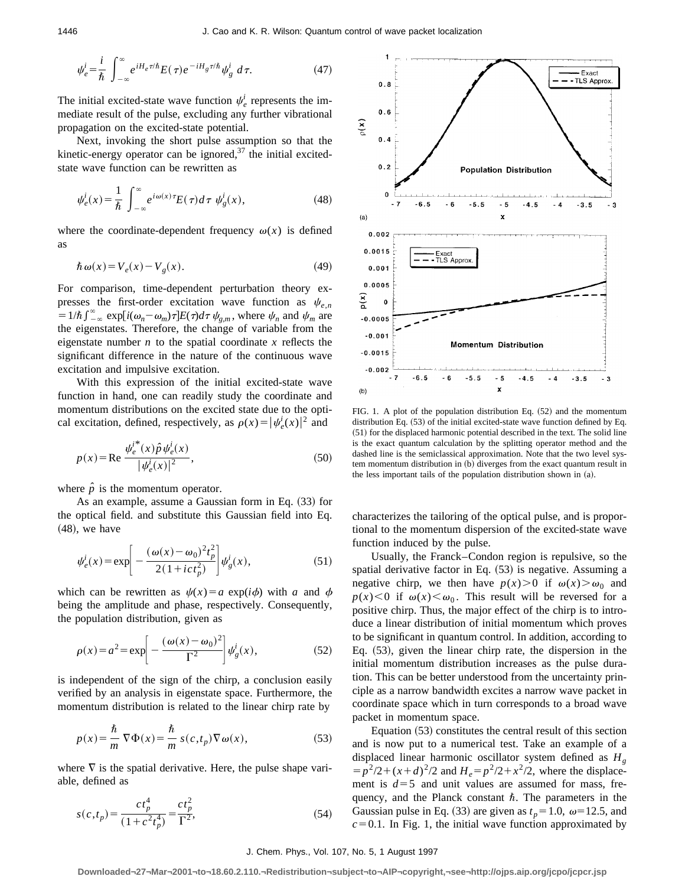$$\psi_e^i = \frac{i}{\hbar}\int_{-\infty}^{\infty} e^{iH_e\tau/\hbar}E(\tau)e^{-iH_g\tau/\hbar}\psi_g^i\, d\tau. \tag{47}$$

The initial excited-state wave function $\psi_e^i$ represents the immediate result of the pulse, excluding any further vibrational propagation on the excited-state potential.

Next, invoking the short pulse assumption so that the kinetic-energy operator can be ignored,[37] the initial excited-state wave function can be rewritten as

$$\psi_e^i(x) = \frac{1}{\hbar}\int_{-\infty}^{\infty} e^{i\omega(x)\tau}E(\tau)d\tau\; \psi_g^i(x), \tag{48}$$

where the coordinate-dependent frequency $\omega(x)$ is defined as

$$\hbar\omega(x) = V_e(x) - V_g(x). \tag{49}$$

For comparison, time-dependent perturbation theory expresses the first-order excitation wave function as $\psi_{e,n} = 1/\hbar\int_{-\infty}^{\infty}\exp[i(\omega_n-\omega_m)\tau]E(\tau)d\tau\,\psi_{g,m}$, where $\psi_n$ and $\psi_m$ are the eigenstates. Therefore, the change of variable from the eigenstate number $n$ to the spatial coordinate $x$ reflects the significant difference in the nature of the continuous wave excitation and impulsive excitation.

With this expression of the initial excited-state wave function in hand, one can readily study the coordinate and momentum distributions on the excited state due to the optical excitation, defined, respectively, as $\rho(x) = |\psi_e^i(x)|^2$ and

$$p(x) = \mathrm{Re}\,\frac{\psi_e^{i*}(x)\hat{p}\,\psi_e^i(x)}{|\psi_e^i(x)|^2}, \tag{50}$$

where $\hat{p}$ is the momentum operator.

As an example, assume a Gaussian form in Eq. (33) for the optical field. and substitute this Gaussian field into Eq. (48), we have

$$\psi_e^i(x) = \exp\left[-\frac{(\omega(x)-\omega_0)^2 t_p^2}{2(1+ict_p^2)}\right]\psi_g^i(x), \tag{51}$$

which can be rewritten as $\psi(x) = a\,\exp(i\phi)$ with $a$ and $\phi$ being the amplitude and phase, respectively. Consequently, the population distribution, given as

$$\rho(x) = a^2 = \exp\left[-\frac{(\omega(x)-\omega_0)^2}{\Gamma^2}\right]\psi_g^i(x), \tag{52}$$

is independent of the sign of the chirp, a conclusion easily verified by an analysis in eigenstate space. Furthermore, the momentum distribution is related to the linear chirp rate by

$$p(x) = \frac{\hbar}{m}\nabla\Phi(x) = \frac{\hbar}{m}\,s(c,t_p)\nabla\omega(x), \tag{53}$$

where $\nabla$ is the spatial derivative. Here, the pulse shape variable, defined as

$$s(c,t_p) = \frac{ct_p^4}{(1+c^2t_p^4)} = \frac{ct_p^2}{\Gamma^2}, \tag{54}$$

characterizes the tailoring of the optical pulse, and is proportional to the momentum dispersion of the excited-state wave function induced by the pulse.

FIG. 1. A plot of the population distribution Eq. (52) and the momentum distribution Eq. (53) of the initial excited-state wave function defined by Eq. (51) for the displaced harmonic potential described in the text. The solid line is the exact quantum calculation by the splitting operator method and the dashed line is the semiclassical approximation. Note that the two level system momentum distribution in (b) diverges from the exact quantum result in the less important tails of the population distribution shown in (a).

Usually, the Franck–Condon region is repulsive, so the spatial derivative factor in Eq. (53) is negative. Assuming a negative chirp, we then have $p(x)>0$ if $\omega(x)>\omega_0$ and $p(x)<0$ if $\omega(x)<\omega_0$. This result will be reversed for a positive chirp. Thus, the major effect of the chirp is to introduce a linear distribution of initial momentum which proves to be significant in quantum control. In addition, according to Eq. (53), given the linear chirp rate, the dispersion in the initial momentum distribution increases as the pulse duration. This can be better understood from the uncertainty principle as a narrow bandwidth excites a narrow wave packet in coordinate space which in turn corresponds to a broad wave packet in momentum space.

Equation (53) constitutes the central result of this section and is now put to a numerical test. Take an example of a displaced linear harmonic oscillator system defined as $H_g = p^2/2+(x+d)^2/2$ and $H_e = p^2/2+x^2/2$, where the displacement is $d=5$ and unit values are assumed for mass, frequency, and the Planck constant $\hbar$. The parameters in the Gaussian pulse in Eq. (33) are given as $t_p=1.0$, $\omega=12.5$, and $c=0.1$. In Fig. 1, the initial wave function approximated by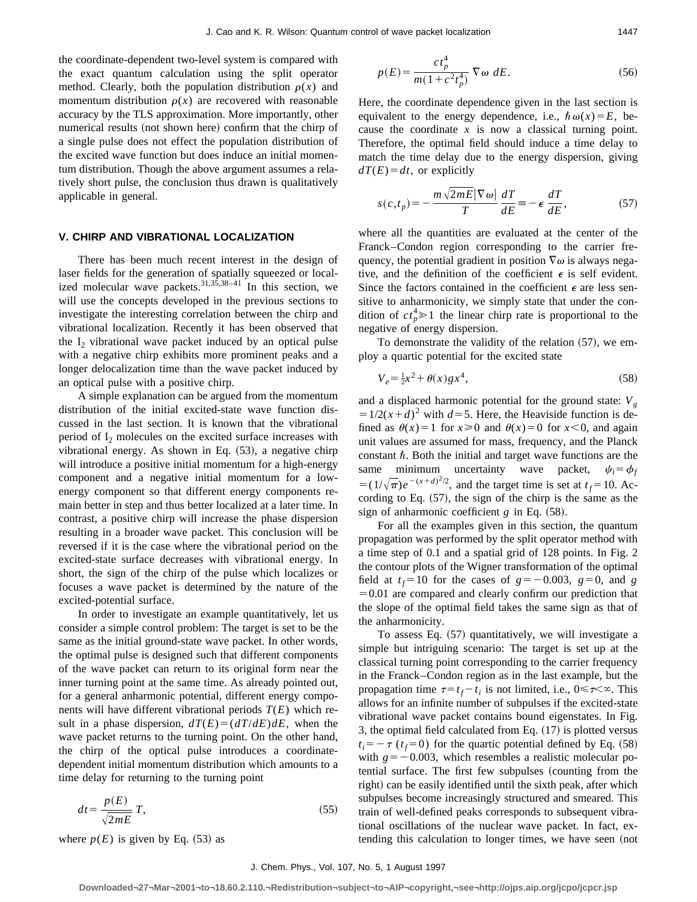the coordinate-dependent two-level system is compared with the exact quantum calculation using the split operator method. Clearly, both the population distribution $\rho(x)$ and momentum distribution $\rho(x)$ are recovered with reasonable accuracy by the TLS approximation. More importantly, other numerical results (not shown here) confirm that the chirp of a single pulse does not effect the population distribution of the excited wave function but does induce an initial momentum distribution. Though the above argument assumes a relatively short pulse, the conclusion thus drawn is qualitatively applicable in general.

## V. CHIRP AND VIBRATIONAL LOCALIZATION

There has been much recent interest in the design of laser fields for the generation of spatially squeezed or localized molecular wave packets.[31,35,38–41] In this section, we will use the concepts developed in the previous sections to investigate the interesting correlation between the chirp and vibrational localization. Recently it has been observed that the $I_2$ vibrational wave packet induced by an optical pulse with a negative chirp exhibits more prominent peaks and a longer delocalization time than the wave packet induced by an optical pulse with a positive chirp.

A simple explanation can be argued from the momentum distribution of the initial excited-state wave function discussed in the last section. It is known that the vibrational period of $I_2$ molecules on the excited surface increases with vibrational energy. As shown in Eq. (53), a negative chirp will introduce a positive initial momentum for a high-energy component and a negative initial momentum for a low-energy component so that different energy components remain better in step and thus better localized at a later time. In contrast, a positive chirp will increase the phase dispersion resulting in a broader wave packet. This conclusion will be reversed if it is the case where the vibrational period on the excited-state surface decreases with vibrational energy. In short, the sign of the chirp of the pulse which localizes or focuses a wave packet is determined by the nature of the excited-potential surface.

In order to investigate an example quantitatively, let us consider a simple control problem: The target is set to be the same as the initial ground-state wave packet. In other words, the optimal pulse is designed such that different components of the wave packet can return to its original form near the inner turning point at the same time. As already pointed out, for a general anharmonic potential, different energy components will have different vibrational periods $T(E)$ which result in a phase dispersion, $dT(E)=(dT/dE)dE$, when the wave packet returns to the turning point. On the other hand, the chirp of the optical pulse introduces a coordinate-dependent initial momentum distribution which amounts to a time delay for returning to the turning point

$$dt=\frac{p(E)}{\sqrt{2mE}}\,T, \tag{55}$$

where $p(E)$ is given by Eq. (53) as

$$p(E)=\frac{ct_p^4}{m(1+c^2t_p^4)}\,\nabla\omega\; dE. \tag{56}$$

Here, the coordinate dependence given in the last section is equivalent to the energy dependence, i.e., $\hbar\omega(x)=E$, because the coordinate $x$ is now a classical turning point. Therefore, the optimal field should induce a time delay to match the time delay due to the energy dispersion, giving $dT(E)=dt$, or explicitly

$$s(c,t_p)=-\frac{m\sqrt{2mE}|\nabla\omega|}{T}\frac{dT}{dE}\equiv-\epsilon\,\frac{dT}{dE}, \tag{57}$$

where all the quantities are evaluated at the center of the Franck–Condon region corresponding to the carrier frequency, the potential gradient in position $\nabla\omega$ is always negative, and the definition of the coefficient $\epsilon$ is self evident. Since the factors contained in the coefficient $\epsilon$ are less sensitive to anharmonicity, we simply state that under the condition of $ct_p^4\gg 1$ the linear chirp rate is proportional to the negative of energy dispersion.

To demonstrate the validity of the relation (57), we employ a quartic potential for the excited state

$$V_e=\tfrac{1}{2}x^2+\theta(x)gx^4, \tag{58}$$

and a displaced harmonic potential for the ground state: $V_g=1/2(x+d)^2$ with $d=5$. Here, the Heaviside function is defined as $\theta(x)=1$ for $x\geq 0$ and $\theta(x)=0$ for $x<0$, and again unit values are assumed for mass, frequency, and the Planck constant $\hbar$. Both the initial and target wave functions are the same minimum uncertainty wave packet, $\psi_i=\phi_f=(1/\sqrt{\pi})e^{-(x+d)^2/2}$, and the target time is set at $t_f=10$. According to Eq. (57), the sign of the chirp is the same as the sign of anharmonic coefficient $g$ in Eq. (58).

For all the examples given in this section, the quantum propagation was performed by the split operator method with a time step of 0.1 and a spatial grid of 128 points. In Fig. 2 the contour plots of the Wigner transformation of the optimal field at $t_f=10$ for the cases of $g=-0.003$, $g=0$, and $g=0.01$ are compared and clearly confirm our prediction that the slope of the optimal field takes the same sign as that of the anharmonicity.

To assess Eq. (57) quantitatively, we will investigate a simple but intriguing scenario: The target is set up at the classical turning point corresponding to the carrier frequency in the Franck–Condon region as in the last example, but the propagation time $\tau=t_f-t_i$ is not limited, i.e., $0\leq\tau<\infty$. This allows for an infinite number of subpulses if the excited-state vibrational wave packet contains bound eigenstates. In Fig. 3, the optimal field calculated from Eq. (17) is plotted versus $t_i=-\tau$ $(t_f=0)$ for the quartic potential defined by Eq. (58) with $g=-0.003$, which resembles a realistic molecular potential surface. The first few subpulses (counting from the right) can be easily identified until the sixth peak, after which subpulses become increasingly structured and smeared. This train of well-defined peaks corresponds to subsequent vibrational oscillations of the nuclear wave packet. In fact, extending this calculation to longer times, we have seen (not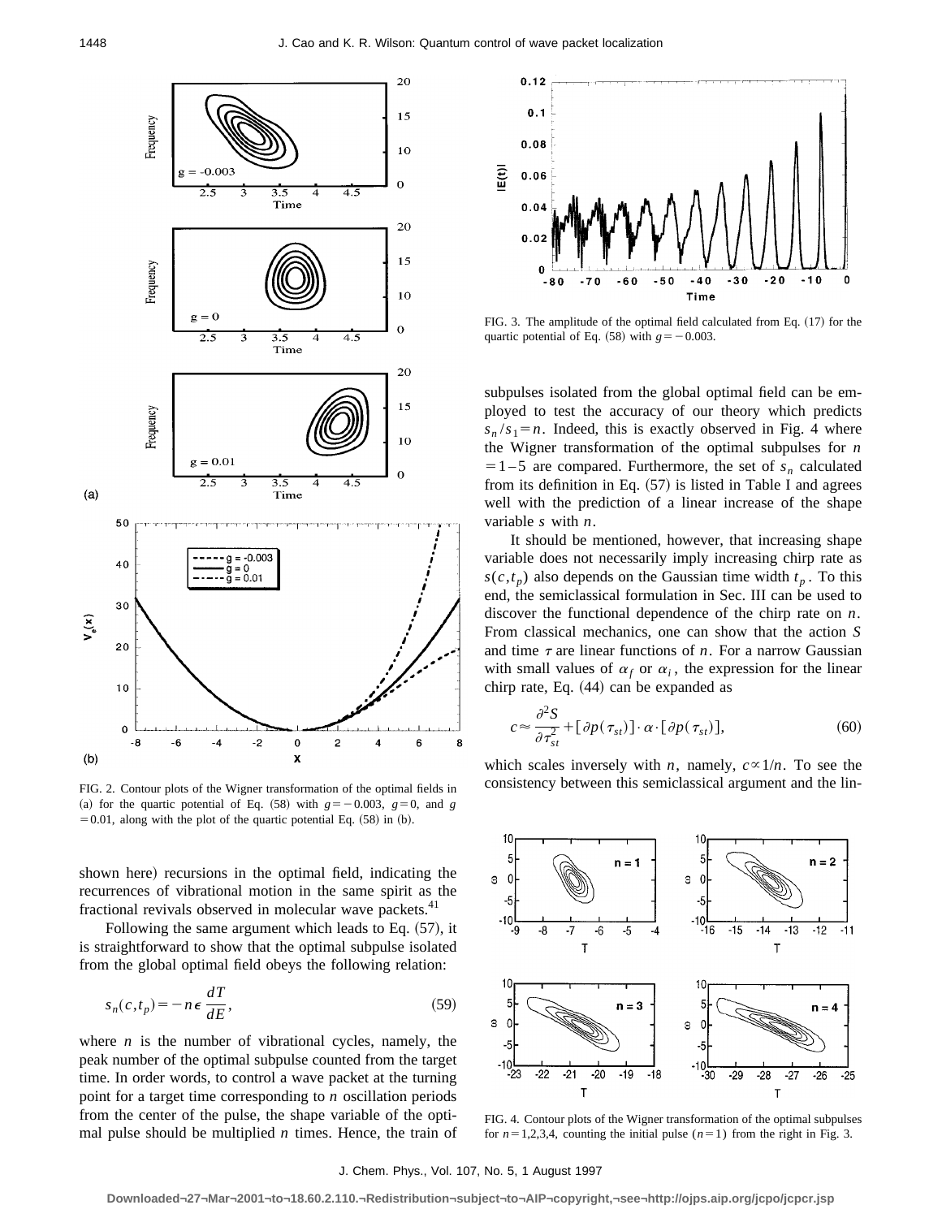FIG. 2. Contour plots of the Wigner transformation of the optimal fields in (a) for the quartic potential of Eq. (58) with $g=-0.003$, $g=0$, and $g=0.01$, along with the plot of the quartic potential Eq. (58) in (b).

shown here) recursions in the optimal field, indicating the recurrences of vibrational motion in the same spirit as the fractional revivals observed in molecular wave packets.[41]

Following the same argument which leads to Eq. (57), it is straightforward to show that the optimal subpulse isolated from the global optimal field obeys the following relation:

$$s_n(c,t_p) = -n\epsilon \frac{dT}{dE}, \tag{59}$$

where $n$ is the number of vibrational cycles, namely, the peak number of the optimal subpulse counted from the target time. In order words, to control a wave packet at the turning point for a target time corresponding to $n$ oscillation periods from the center of the pulse, the shape variable of the optimal pulse should be multiplied $n$ times. Hence, the train of subpulses isolated from the global optimal field can be employed to test the accuracy of our theory which predicts $s_n/s_1 = n$. Indeed, this is exactly observed in Fig. 4 where the Wigner transformation of the optimal subpulses for $n=1-5$ are compared. Furthermore, the set of $s_n$ calculated from its definition in Eq. (57) is listed in Table I and agrees well with the prediction of a linear increase of the shape variable $s$ with $n$.

FIG. 3. The amplitude of the optimal field calculated from Eq. (17) for the quartic potential of Eq. (58) with $g=-0.003$.

It should be mentioned, however, that increasing shape variable does not necessarily imply increasing chirp rate as $s(c,t_p)$ also depends on the Gaussian time width $t_p$. To this end, the semiclassical formulation in Sec. III can be used to discover the functional dependence of the chirp rate on $n$. From classical mechanics, one can show that the action $S$ and time $\tau$ are linear functions of $n$. For a narrow Gaussian with small values of $\alpha_f$ or $\alpha_i$, the expression for the linear chirp rate, Eq. (44) can be expanded as

$$c \approx \frac{\partial^2 S}{\partial \tau_{st}^2} + [\partial p(\tau_{st})] \cdot \alpha \cdot [\partial p(\tau_{st})], \tag{60}$$

which scales inversely with $n$, namely, $c \propto 1/n$. To see the consistency between this semiclassical argument and the lin-

FIG. 4. Contour plots of the Wigner transformation of the optimal subpulses for $n=1,2,3,4$, counting the initial pulse ($n=1$) from the right in Fig. 3.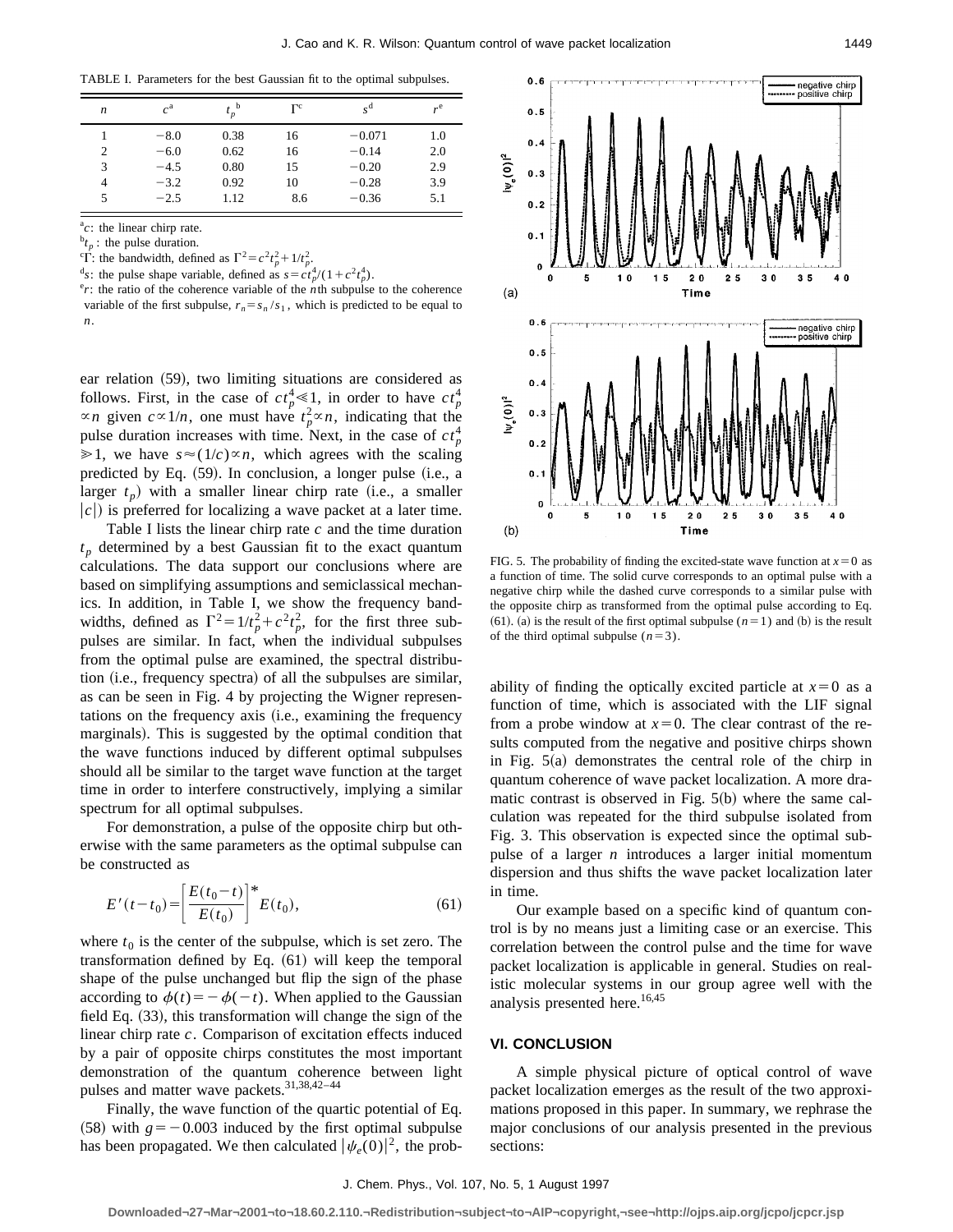TABLE I. Parameters for the best Gaussian fit to the optimal subpulses.

| $n$ | $c$[a] | $t_p$[b] | $\Gamma$[c] | $s$[d] | $r$[e] |
|---|---|---|---|---|---|
| 1 | −8.0 | 0.38 | 16 | −0.071 | 1.0 |
| 2 | −6.0 | 0.62 | 16 | −0.14 | 2.0 |
| 3 | −4.5 | 0.80 | 15 | −0.20 | 2.9 |
| 4 | −3.2 | 0.92 | 10 | −0.28 | 3.9 |
| 5 | −2.5 | 1.12 | 8.6 | −0.36 | 5.1 |

[a]$c$: the linear chirp rate.
[b]$t_p$: the pulse duration.
[c]$\Gamma$: the bandwidth, defined as $\Gamma^2 = c^2 t_p^2 + 1/t_p^2$.
[d]$s$: the pulse shape variable, defined as $s = ct_p^4/(1+c^2 t_p^4)$.
[e]$r$: the ratio of the coherence variable of the $n$th subpulse to the coherence variable of the first subpulse, $r_n = s_n/s_1$, which is predicted to be equal to $n$.

ear relation (59), two limiting situations are considered as follows. First, in the case of $ct_p^4 \ll 1$, in order to have $ct_p^4 \propto n$ given $c \propto 1/n$, one must have $t_p^2 \propto n$, indicating that the pulse duration increases with time. Next, in the case of $ct_p^4 \gg 1$, we have $s \approx (1/c) \propto n$, which agrees with the scaling predicted by Eq. (59). In conclusion, a longer pulse (i.e., a larger $t_p$) with a smaller linear chirp rate (i.e., a smaller $|c|$) is preferred for localizing a wave packet at a later time.

Table I lists the linear chirp rate $c$ and the time duration $t_p$ determined by a best Gaussian fit to the exact quantum calculations. The data support our conclusions where are based on simplifying assumptions and semiclassical mechanics. In addition, in Table I, we show the frequency bandwidths, defined as $\Gamma^2 = 1/t_p^2 + c^2 t_p^2$, for the first three subpulses are similar. In fact, when the individual subpulses from the optimal pulse are examined, the spectral distribution (i.e., frequency spectra) of all the subpulses are similar, as can be seen in Fig. 4 by projecting the Wigner representations on the frequency axis (i.e., examining the frequency marginals). This is suggested by the optimal condition that the wave functions induced by different optimal subpulses should all be similar to the target wave function at the target time in order to interfere constructively, implying a similar spectrum for all optimal subpulses.

For demonstration, a pulse of the opposite chirp but otherwise with the same parameters as the optimal subpulse can be constructed as

$$E'(t-t_0) = \left[\frac{E(t_0-t)}{E(t_0)}\right]^* E(t_0), \tag{61}$$

where $t_0$ is the center of the subpulse, which is set zero. The transformation defined by Eq. (61) will keep the temporal shape of the pulse unchanged but flip the sign of the phase according to $\phi(t) = -\phi(-t)$. When applied to the Gaussian field Eq. (33), this transformation will change the sign of the linear chirp rate $c$. Comparison of excitation effects induced by a pair of opposite chirps constitutes the most important demonstration of the quantum coherence between light pulses and matter wave packets.[31,38,42–44]

Finally, the wave function of the quartic potential of Eq. (58) with $g = -0.003$ induced by the first optimal subpulse has been propagated. We then calculated $|\psi_e(0)|^2$, the probability of finding the optically excited particle at $x=0$ as a function of time, which is associated with the LIF signal from a probe window at $x=0$. The clear contrast of the results computed from the negative and positive chirps shown in Fig. 5(a) demonstrates the central role of the chirp in quantum coherence of wave packet localization. A more dramatic contrast is observed in Fig. 5(b) where the same calculation was repeated for the third subpulse isolated from Fig. 3. This observation is expected since the optimal subpulse of a larger $n$ introduces a larger initial momentum dispersion and thus shifts the wave packet localization later in time.

FIG. 5. The probability of finding the excited-state wave function at $x=0$ as a function of time. The solid curve corresponds to an optimal pulse with a negative chirp while the dashed curve corresponds to a similar pulse with the opposite chirp as transformed from the optimal pulse according to Eq. (61). (a) is the result of the first optimal subpulse ($n=1$) and (b) is the result of the third optimal subpulse ($n=3$).

Our example based on a specific kind of quantum control is by no means just a limiting case or an exercise. This correlation between the control pulse and the time for wave packet localization is applicable in general. Studies on realistic molecular systems in our group agree well with the analysis presented here.[16,45]

## VI. CONCLUSION

A simple physical picture of optical control of wave packet localization emerges as the result of the two approximations proposed in this paper. In summary, we rephrase the major conclusions of our analysis presented in the previous sections: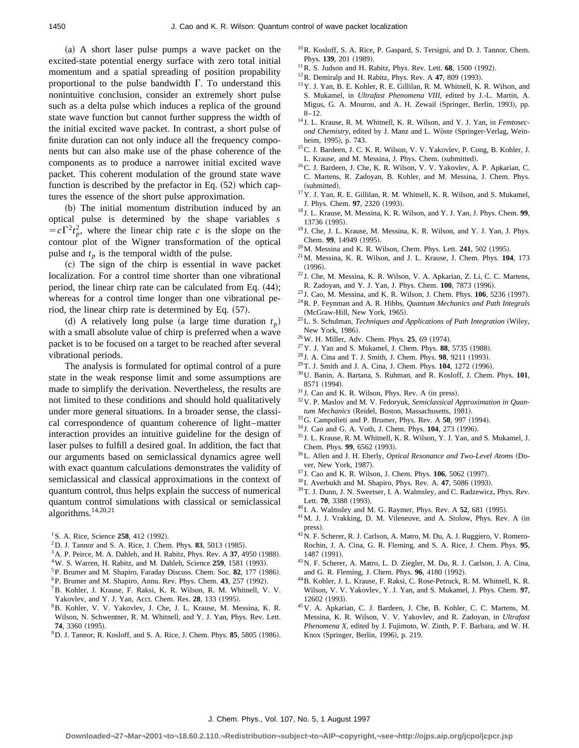(a) A short laser pulse pumps a wave packet on the excited-state potential energy surface with zero total initial momentum and a spatial spreading of position propability proportional to the pulse bandwidth $\Gamma$. To understand this nonintuitive conclusion, consider an extremely short pulse such as a delta pulse which induces a replica of the ground state wave function but cannot further suppress the width of the initial excited wave packet. In contrast, a short pulse of finite duration can not only induce all the frequency components but can also make use of the phase coherence of the components as to produce a narrower initial excited wave packet. This coherent modulation of the ground state wave function is described by the prefactor in Eq. (52) which captures the essence of the short pulse approximation.

(b) The initial momentum distribution induced by an optical pulse is determined by the shape variables $s = c\Gamma^2 t_p^2$, where the linear chip rate $c$ is the slope on the contour plot of the Wigner transformation of the optical pulse and $t_p$ is the temporal width of the pulse.

(c) The sign of the chirp is essential in wave packet localization. For a control time shorter than one vibrational period, the linear chirp rate can be calculated from Eq. (44); whereas for a control time longer than one vibrational period, the linear chirp rate is determined by Eq. (57).

(d) A relatively long pulse (a large time duration $t_p$) with a small absolute value of chirp is preferred when a wave packet is to be focused on a target to be reached after several vibrational periods.

The analysis is formulated for optimal control of a pure state in the weak response limit and some assumptions are made to simplify the derivation. Nevertheless, the results are not limited to these conditions and should hold qualitatively under more general situations. In a broader sense, the classical correspondence of quantum coherence of light–matter interaction provides an intuitive guideline for the design of laser pulses to fulfill a desired goal. In addition, the fact that our arguments based on semiclassical dynamics agree well with exact quantum calculations demonstrates the validity of semiclassical and classical approximations in the context of quantum control, thus helps explain the success of numerical quantum control simulations with classical or semiclassical algorithms.[14,20,21]

[1] S. A. Rice, Science **258**, 412 (1992).
[2] D. J. Tannor and S. A. Rice, J. Chem. Phys. **83**, 5013 (1985).
[3] A. P. Peirce, M. A. Dahleh, and H. Rabitz, Phys. Rev. A **37**, 4950 (1988).
[4] W. S. Warren, H. Rabitz, and M. Dahleh, Science **259**, 1581 (1993).
[5] P. Brumer and M. Shapiro, Faraday Discuss. Chem. Soc. **82**, 177 (1986).
[6] P. Brumer and M. Shapiro, Annu. Rev. Phys. Chem. **43**, 257 (1992).
[7] B. Kohler, J. Krause, F. Raksi, K. R. Wilson, R. M. Whitnell, V. V. Yakovlev, and Y. J. Yan, Acct. Chem. Res. **28**, 133 (1995).
[8] B. Kohler, V. V. Yakovlev, J. Che, J. L. Krause, M. Messina, K. R. Wilson, N. Schwentner, R. M. Whitnell, and Y. J. Yan, Phys. Rev. Lett. **74**, 3360 (1995).
[9] D. J. Tannor, R. Kosloff, and S. A. Rice, J. Chem. Phys. **85**, 5805 (1986).
[10] R. Kosloff, S. A. Rice, P. Gaspard, S. Tersigni, and D. J. Tannor, Chem. Phys. **139**, 201 (1989).
[11] R. S. Judson and H. Rabitz, Phys. Rev. Lett. **68**, 1500 (1992).
[12] R. Demiralp and H. Rabitz, Phys. Rev. A **47**, 809 (1993).
[13] Y. J. Yan, B. E. Kohler, R. E. Gillilan, R. M. Whitnell, K. R. Wilson, and S. Mukamel, in *Ultrafast Phenomena VIII*, edited by J.-L. Martin, A. Migus, G. A. Mourou, and A. H. Zewail (Springer, Berlin, 1993), pp. 8–12.
[14] J. L. Krause, R. M. Whitnell, K. R. Wilson, and Y. J. Yan, in *Femtosecond Chemistry*, edited by J. Manz and L. Wöste (Springer-Verlag, Weinheim, 1995), p. 743.
[15] C. J. Bardeen, J. C. K. R. Wilson, V. V. Yakovlev, P. Cong, B. Kohler, J. L. Krause, and M. Messina, J. Phys. Chem. (submitted).
[16] C. J. Bardeen, J. Che, K. R. Wilson, V. V. Yakovlev, A. P. Apkarian, C. C. Martens, R. Zadoyan, B. Kohler, and M. Messina, J. Chem. Phys. (submitted).
[17] Y. J. Yan, R. E. Gillilan, R. M. Whitnell, K. R. Wilson, and S. Mukamel, J. Phys. Chem. **97**, 2320 (1993).
[18] J. L. Krause, M. Messina, K. R. Wilson, and Y. J. Yan, J. Phys. Chem. **99**, 13736 (1995).
[19] J. Che, J. L. Krause, M. Messina, K. R. Wilson, and Y. J. Yan, J. Phys. Chem. **99**, 14949 (1995).
[20] M. Messina and K. R. Wilson, Chem. Phys. Lett. **241**, 502 (1995).
[21] M. Messina, K. R. Wilson, and J. L. Krause, J. Chem. Phys. **104**, 173 (1996).
[22] J. Che, M. Messina, K. R. Wilson, V. A. Apkarian, Z. Li, C. C. Martens, R. Zadoyan, and Y. J. Yan, J. Phys. Chem. **100**, 7873 (1996).
[23] J. Cao, M. Messina, and K. R. Wilson, J. Chem. Phys. **106**, 5236 (1997).
[24] R. P. Feynman and A. R. Hibbs, *Quantum Mechanics and Path Integrals* (McGraw-Hill, New York, 1965).
[25] L. S. Schulman, *Techniques and Applications of Path Integration* (Wiley, New York, 1986).
[26] W. H. Miller, Adv. Chem. Phys. **25**, 69 (1974).
[27] Y. J. Yan and S. Mukamel, J. Chem. Phys. **88**, 5735 (1988).
[28] J. A. Cina and T. J. Smith, J. Chem. Phys. **98**, 9211 (1993).
[29] T. J. Smith and J. A. Cina, J. Chem. Phys. **104**, 1272 (1996).
[30] U. Banin, A. Bartana, S. Ruhman, and R. Kosloff, J. Chem. Phys. **101**, 8571 (1994).
[31] J. Cao and K. R. Wilson, Phys. Rev. A (in press).
[32] V. P. Maslov and M. V. Fedoryuk, *Semiclassical Approximation in Quantum Mechanics* (Reidel, Boston, Massachusetts, 1981).
[33] G. Campolieti and P. Brumer, Phys. Rev. A **50**, 997 (1994).
[34] J. Cao and G. A. Voth, J. Chem. Phys. **104**, 273 (1996).
[35] J. L. Krause, R. M. Whitnell, K. R. Wilson, Y. J. Yan, and S. Mukamel, J. Chem. Phys. **99**, 6562 (1993).
[36] L. Allen and J. H. Eberly, *Optical Resonance and Two-Level Atoms* (Dover, New York, 1987).
[37] J. Cao and K. R. Wilson, J. Chem. Phys. **106**, 5062 (1997).
[38] I. Averbukh and M. Shapiro, Phys. Rev. A. **47**, 5086 (1993).
[39] T. J. Dunn, J. N. Sweetser, I. A. Walmsley, and C. Radzewicz, Phys. Rev. Lett. **70**, 3388 (1993).
[40] I. A. Walmsley and M. G. Raymer, Phys. Rev. A **52**, 681 (1995).
[41] M. J. J. Vrakking, D. M. Vileneuve, and A. Stolow, Phys. Rev. A (in press).
[42] N. F. Scherer, R. J. Carlson, A. Matro, M. Du, A. J. Ruggiero, V. Romero-Rochin, J. A. Cina, G. R. Fleming, and S. A. Rice, J. Chem. Phys. **95**, 1487 (1991).
[43] N. F. Scherer, A. Matro, L. D. Ziegler, M. Du, R. J. Carlson, J. A. Cina, and G. R. Fleming, J. Chem. Phys. **96**, 4180 (1992).
[44] B. Kohler, J. L. Krause, F. Raksi, C. Rose-Petruck, R. M. Whitnell, K. R. Wilson, V. V. Yakovlev, Y. J. Yan, and S. Mukamel, J. Phys. Chem. **97**, 12602 (1993).
[45] V. A. Apkarian, C. J. Bardeen, J. Che, B. Kohler, C. C. Martens, M. Messina, K. R. Wilson, V. V. Yakovlev, and R. Zadoyan, in *Ultrafast Phenomena X*, edited by J. Fujimoto, W. Zinth, P. F. Barbara, and W. H. Knox (Springer, Berlin, 1996), p. 219.